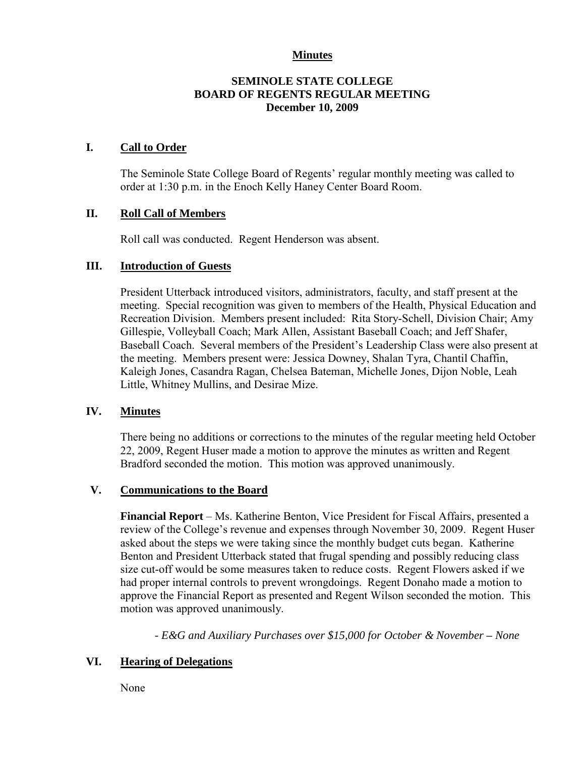**Minutes**

# SEMINOLE STATE COLLEGE
# BOARD OF REGENTS REGULAR MEETING
## December 10, 2009

## I. Call to Order

The Seminole State College Board of Regents' regular monthly meeting was called to order at 1:30 p.m. in the Enoch Kelly Haney Center Board Room.

## II. Roll Call of Members

Roll call was conducted. Regent Henderson was absent.

## III. Introduction of Guests

President Utterback introduced visitors, administrators, faculty, and staff present at the meeting. Special recognition was given to members of the Health, Physical Education and Recreation Division. Members present included: Rita Story-Schell, Division Chair; Amy Gillespie, Volleyball Coach; Mark Allen, Assistant Baseball Coach; and Jeff Shafer, Baseball Coach. Several members of the President's Leadership Class were also present at the meeting. Members present were: Jessica Downey, Shalan Tyra, Chantil Chaffin, Kaleigh Jones, Casandra Ragan, Chelsea Bateman, Michelle Jones, Dijon Noble, Leah Little, Whitney Mullins, and Desirae Mize.

## IV. Minutes

There being no additions or corrections to the minutes of the regular meeting held October 22, 2009, Regent Huser made a motion to approve the minutes as written and Regent Bradford seconded the motion. This motion was approved unanimously.

## V. Communications to the Board

**Financial Report** – Ms. Katherine Benton, Vice President for Fiscal Affairs, presented a review of the College's revenue and expenses through November 30, 2009. Regent Huser asked about the steps we were taking since the monthly budget cuts began. Katherine Benton and President Utterback stated that frugal spending and possibly reducing class size cut-off would be some measures taken to reduce costs. Regent Flowers asked if we had proper internal controls to prevent wrongdoings. Regent Donaho made a motion to approve the Financial Report as presented and Regent Wilson seconded the motion. This motion was approved unanimously.

*- E&G and Auxiliary Purchases over $15,000 for October & November – None*

## VI. Hearing of Delegations

None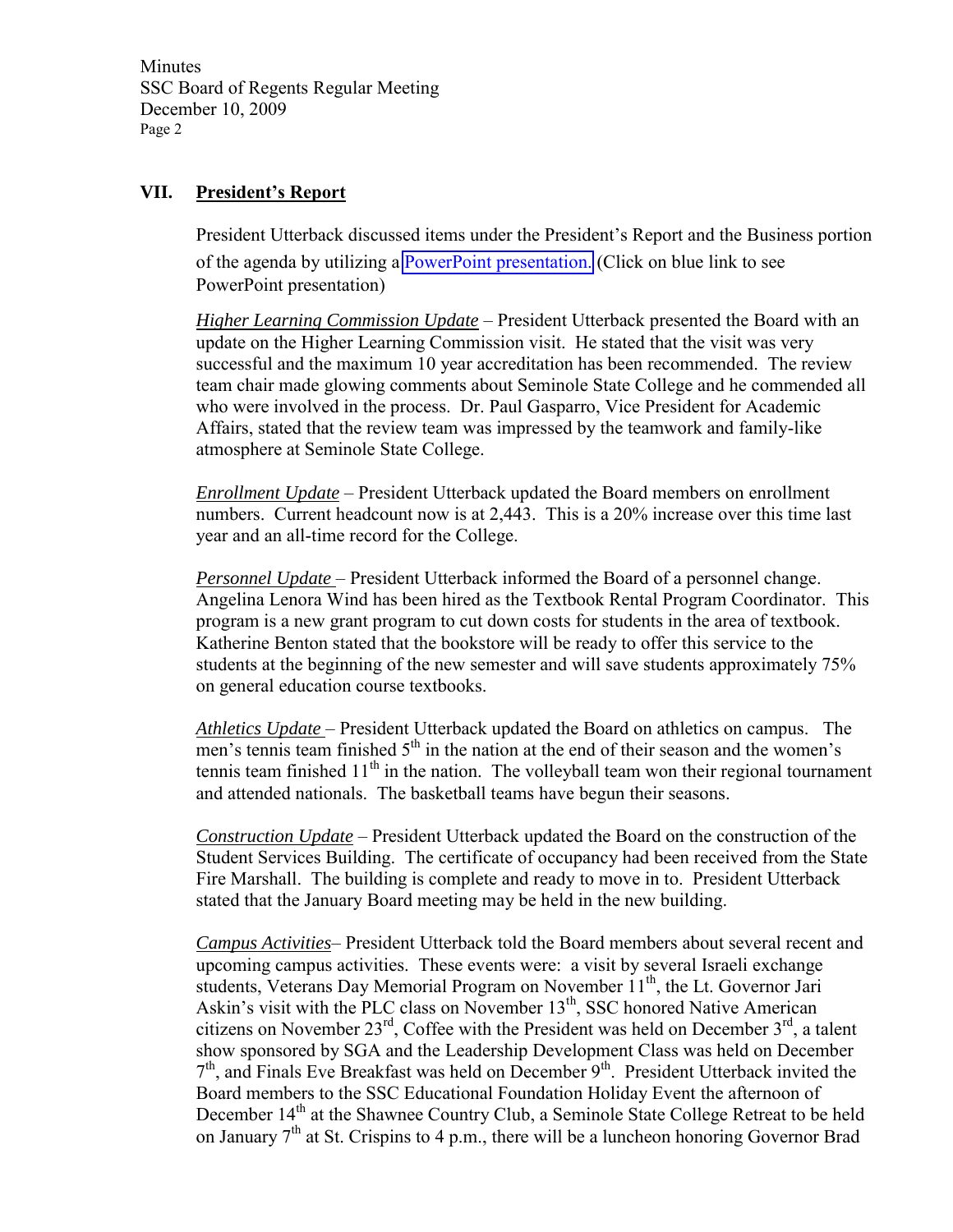## VII. President's Report

President Utterback discussed items under the President's Report and the Business portion of the agenda by utilizing a PowerPoint presentation. (Click on blue link to see PowerPoint presentation)

*Higher Learning Commission Update* – President Utterback presented the Board with an update on the Higher Learning Commission visit. He stated that the visit was very successful and the maximum 10 year accreditation has been recommended. The review team chair made glowing comments about Seminole State College and he commended all who were involved in the process. Dr. Paul Gasparro, Vice President for Academic Affairs, stated that the review team was impressed by the teamwork and family-like atmosphere at Seminole State College.

*Enrollment Update* – President Utterback updated the Board members on enrollment numbers. Current headcount now is at 2,443. This is a 20% increase over this time last year and an all-time record for the College.

*Personnel Update* – President Utterback informed the Board of a personnel change. Angelina Lenora Wind has been hired as the Textbook Rental Program Coordinator. This program is a new grant program to cut down costs for students in the area of textbook. Katherine Benton stated that the bookstore will be ready to offer this service to the students at the beginning of the new semester and will save students approximately 75% on general education course textbooks.

*Athletics Update* – President Utterback updated the Board on athletics on campus. The men's tennis team finished 5th in the nation at the end of their season and the women's tennis team finished 11th in the nation. The volleyball team won their regional tournament and attended nationals. The basketball teams have begun their seasons.

*Construction Update* – President Utterback updated the Board on the construction of the Student Services Building. The certificate of occupancy had been received from the State Fire Marshall. The building is complete and ready to move in to. President Utterback stated that the January Board meeting may be held in the new building.

*Campus Activities*– President Utterback told the Board members about several recent and upcoming campus activities. These events were: a visit by several Israeli exchange students, Veterans Day Memorial Program on November 11th, the Lt. Governor Jari Askin's visit with the PLC class on November 13th, SSC honored Native American citizens on November 23rd, Coffee with the President was held on December 3rd, a talent show sponsored by SGA and the Leadership Development Class was held on December 7th, and Finals Eve Breakfast was held on December 9th. President Utterback invited the Board members to the SSC Educational Foundation Holiday Event the afternoon of December 14th at the Shawnee Country Club, a Seminole State College Retreat to be held on January 7th at St. Crispins to 4 p.m., there will be a luncheon honoring Governor Brad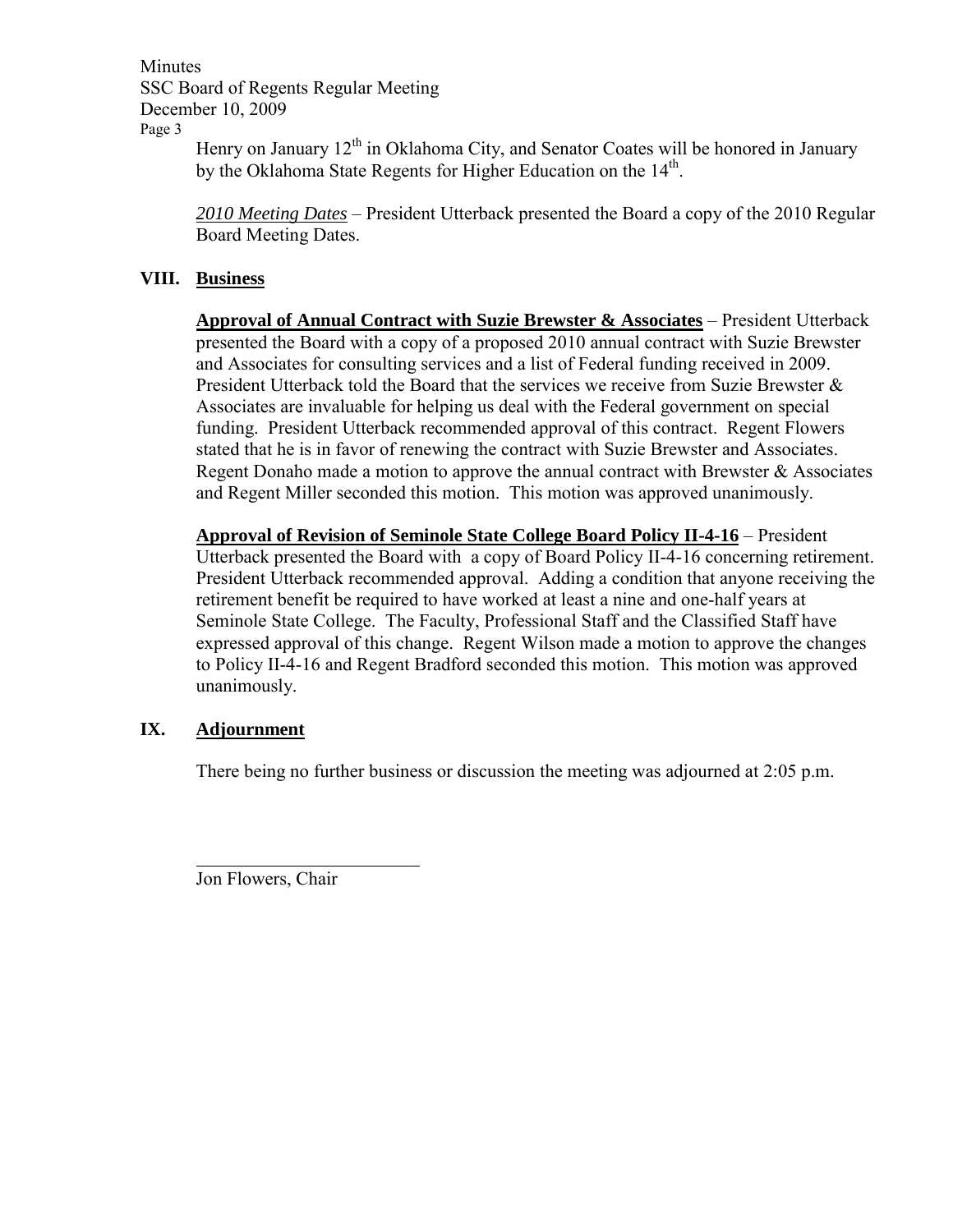Henry on January 12th in Oklahoma City, and Senator Coates will be honored in January by the Oklahoma State Regents for Higher Education on the 14th.

*2010 Meeting Dates* – President Utterback presented the Board a copy of the 2010 Regular Board Meeting Dates.

## VIII. Business

**Approval of Annual Contract with Suzie Brewster & Associates** – President Utterback presented the Board with a copy of a proposed 2010 annual contract with Suzie Brewster and Associates for consulting services and a list of Federal funding received in 2009. President Utterback told the Board that the services we receive from Suzie Brewster & Associates are invaluable for helping us deal with the Federal government on special funding. President Utterback recommended approval of this contract. Regent Flowers stated that he is in favor of renewing the contract with Suzie Brewster and Associates. Regent Donaho made a motion to approve the annual contract with Brewster & Associates and Regent Miller seconded this motion. This motion was approved unanimously.

**Approval of Revision of Seminole State College Board Policy II-4-16** – President Utterback presented the Board with a copy of Board Policy II-4-16 concerning retirement. President Utterback recommended approval. Adding a condition that anyone receiving the retirement benefit be required to have worked at least a nine and one-half years at Seminole State College. The Faculty, Professional Staff and the Classified Staff have expressed approval of this change. Regent Wilson made a motion to approve the changes to Policy II-4-16 and Regent Bradford seconded this motion. This motion was approved unanimously.

## IX. Adjournment

There being no further business or discussion the meeting was adjourned at 2:05 p.m.

Jon Flowers, Chair